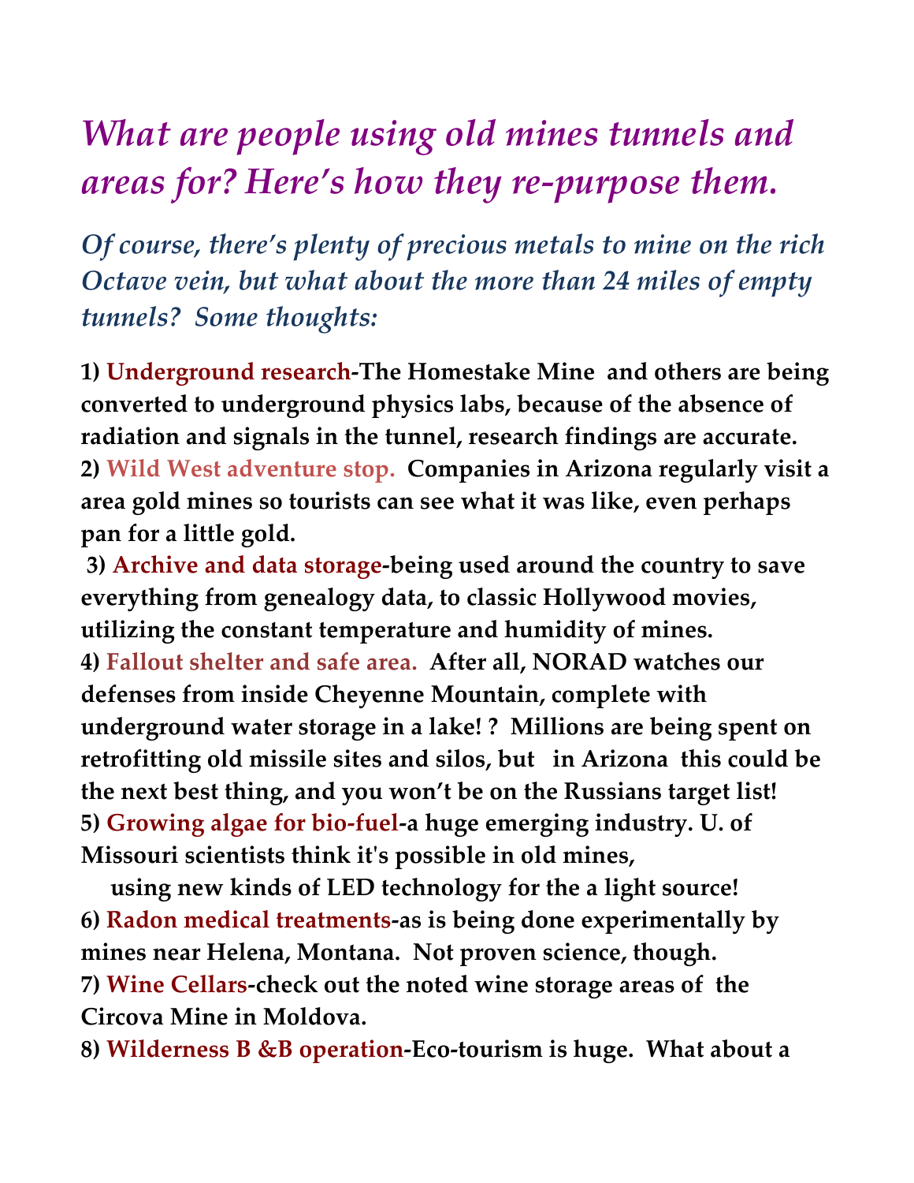# *What are people using old mines tunnels and areas for? Here's how they re-purpose them.*

## *Of course, there's plenty of precious metals to mine on the rich Octave vein, but what about the more than 24 miles of empty tunnels? Some thoughts:*

**1) Underground research-The Homestake Mine and others are being converted to underground physics labs, because of the absence of radiation and signals in the tunnel, research findings are accurate.**
**2) Wild West adventure stop. Companies in Arizona regularly visit a area gold mines so tourists can see what it was like, even perhaps pan for a little gold.**
**3) Archive and data storage-being used around the country to save everything from genealogy data, to classic Hollywood movies, utilizing the constant temperature and humidity of mines.**
**4) Fallout shelter and safe area. After all, NORAD watches our defenses from inside Cheyenne Mountain, complete with underground water storage in a lake! ? Millions are being spent on retrofitting old missile sites and silos, but in Arizona this could be the next best thing, and you won't be on the Russians target list!**
**5) Growing algae for bio-fuel-a huge emerging industry. U. of Missouri scientists think it's possible in old mines, using new kinds of LED technology for the a light source!**
**6) Radon medical treatments-as is being done experimentally by mines near Helena, Montana. Not proven science, though.**
**7) Wine Cellars-check out the noted wine storage areas of the Circova Mine in Moldova.**
**8) Wilderness B &B operation-Eco-tourism is huge. What about a**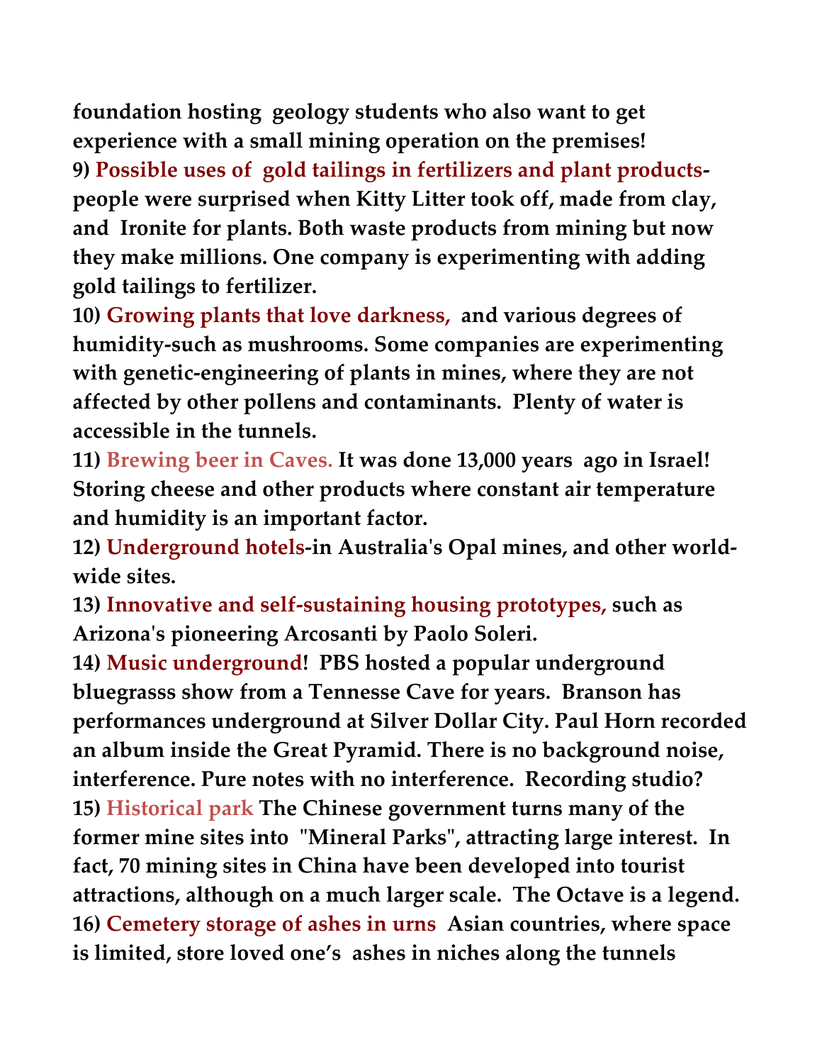**foundation hosting geology students who also want to get experience with a small mining operation on the premises!**

**9) Possible uses of gold tailings in fertilizers and plant products- people were surprised when Kitty Litter took off, made from clay, and Ironite for plants. Both waste products from mining but now they make millions. One company is experimenting with adding gold tailings to fertilizer.**

**10) Growing plants that love darkness, and various degrees of humidity-such as mushrooms. Some companies are experimenting with genetic-engineering of plants in mines, where they are not affected by other pollens and contaminants. Plenty of water is accessible in the tunnels.**

**11) Brewing beer in Caves. It was done 13,000 years ago in Israel! Storing cheese and other products where constant air temperature and humidity is an important factor.**

**12) Underground hotels-in Australia's Opal mines, and other world-wide sites.**

**13) Innovative and self-sustaining housing prototypes, such as Arizona's pioneering Arcosanti by Paolo Soleri.**

**14) Music underground! PBS hosted a popular underground bluegrasss show from a Tennesse Cave for years. Branson has performances underground at Silver Dollar City. Paul Horn recorded an album inside the Great Pyramid. There is no background noise, interference. Pure notes with no interference. Recording studio?**

**15) Historical park The Chinese government turns many of the former mine sites into "Mineral Parks", attracting large interest. In fact, 70 mining sites in China have been developed into tourist attractions, although on a much larger scale. The Octave is a legend.**

**16) Cemetery storage of ashes in urns Asian countries, where space is limited, store loved one's ashes in niches along the tunnels**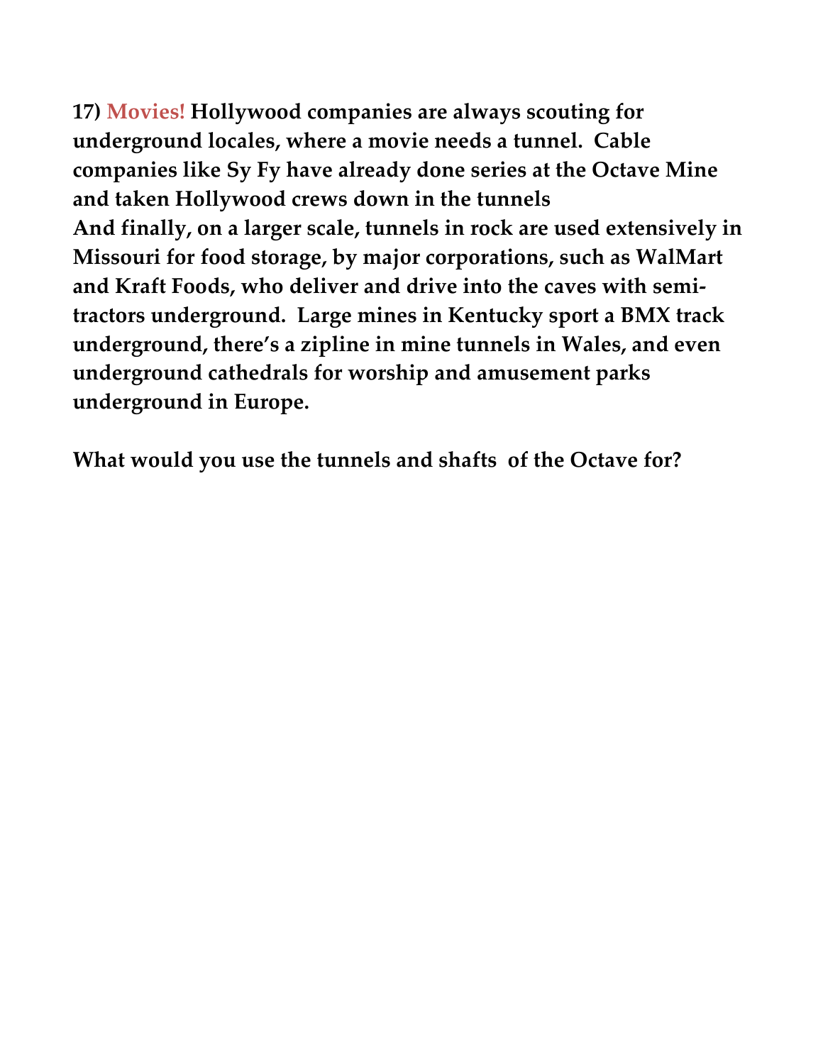**17) Movies! Hollywood companies are always scouting for underground locales, where a movie needs a tunnel. Cable companies like Sy Fy have already done series at the Octave Mine and taken Hollywood crews down in the tunnels**
**And finally, on a larger scale, tunnels in rock are used extensively in Missouri for food storage, by major corporations, such as WalMart and Kraft Foods, who deliver and drive into the caves with semi-tractors underground. Large mines in Kentucky sport a BMX track underground, there's a zipline in mine tunnels in Wales, and even underground cathedrals for worship and amusement parks underground in Europe.**

**What would you use the tunnels and shafts of the Octave for?**